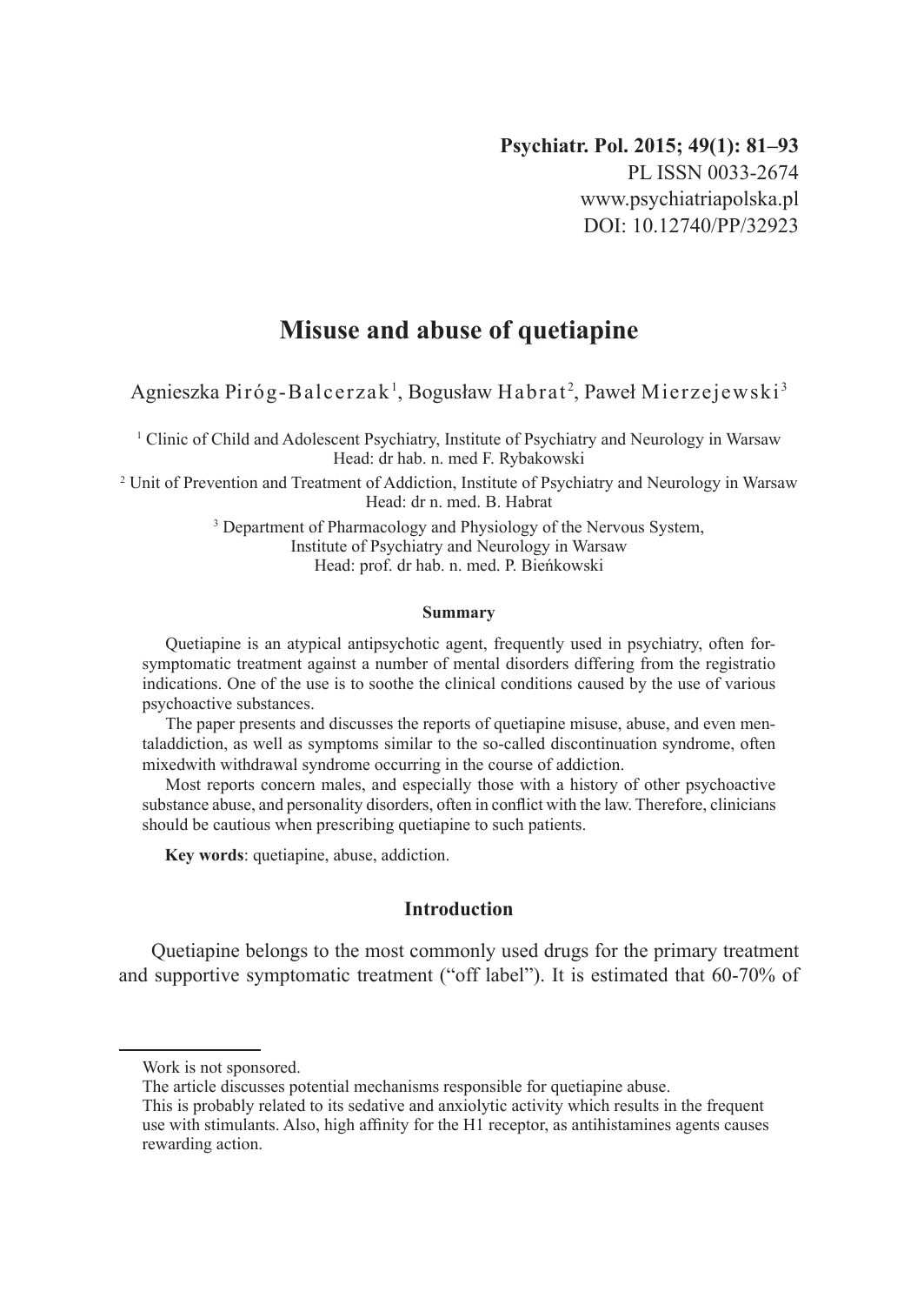Psychiatr. Pol. 2015; 49(1): 81–93
PL ISSN 0033-2674
www.psychiatriapolska.pl
DOI: 10.12740/PP/32923

# Misuse and abuse of quetiapine

Agnieszka Piróg-Balcerzak[1], Bogusław Habrat[2], Paweł Mierzejewski[3]

[1] Clinic of Child and Adolescent Psychiatry, Institute of Psychiatry and Neurology in Warsaw
Head: dr hab. n. med F. Rybakowski

[2] Unit of Prevention and Treatment of Addiction, Institute of Psychiatry and Neurology in Warsaw
Head: dr n. med. B. Habrat

[3] Department of Pharmacology and Physiology of the Nervous System,
Institute of Psychiatry and Neurology in Warsaw
Head: prof. dr hab. n. med. P. Bieńkowski

### Summary

Quetiapine is an atypical antipsychotic agent, frequently used in psychiatry, often forsymptomatic treatment against a number of mental disorders differing from the registratio indications. One of the use is to soothe the clinical conditions caused by the use of various psychoactive substances.

The paper presents and discusses the reports of quetiapine misuse, abuse, and even mentaladdiction, as well as symptoms similar to the so-called discontinuation syndrome, often mixedwith withdrawal syndrome occurring in the course of addiction.

Most reports concern males, and especially those with a history of other psychoactive substance abuse, and personality disorders, often in conflict with the law. Therefore, clinicians should be cautious when prescribing quetiapine to such patients.

**Key words**: quetiapine, abuse, addiction.

## Introduction

Quetiapine belongs to the most commonly used drugs for the primary treatment and supportive symptomatic treatment ("off label"). It is estimated that 60-70% of

---

Work is not sponsored.

The article discusses potential mechanisms responsible for quetiapine abuse.

This is probably related to its sedative and anxiolytic activity which results in the frequent use with stimulants. Also, high affinity for the H1 receptor, as antihistamines agents causes rewarding action.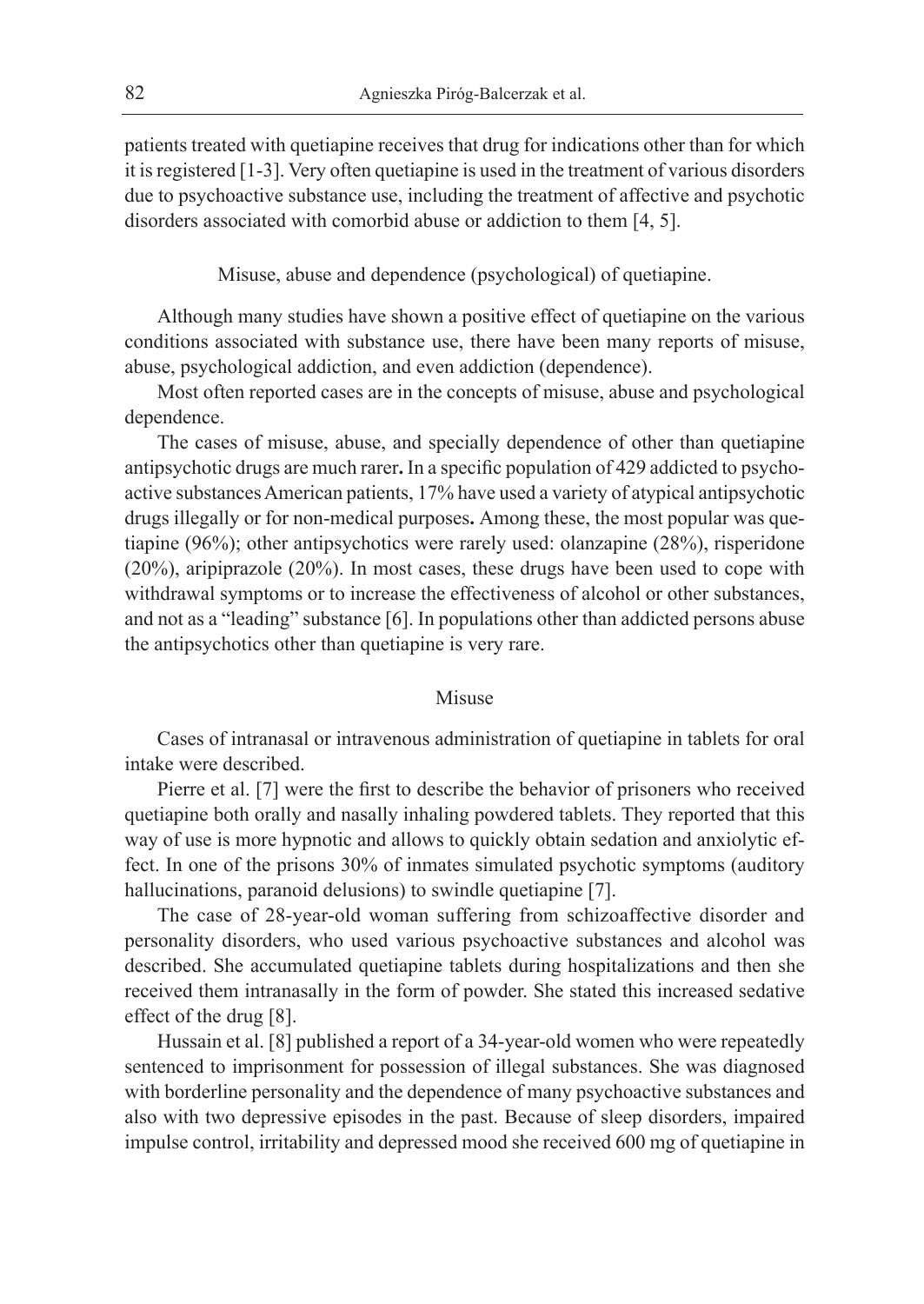patients treated with quetiapine receives that drug for indications other than for which it is registered [1-3]. Very often quetiapine is used in the treatment of various disorders due to psychoactive substance use, including the treatment of affective and psychotic disorders associated with comorbid abuse or addiction to them [4, 5].

## Misuse, abuse and dependence (psychological) of quetiapine.

Although many studies have shown a positive effect of quetiapine on the various conditions associated with substance use, there have been many reports of misuse, abuse, psychological addiction, and even addiction (dependence).

Most often reported cases are in the concepts of misuse, abuse and psychological dependence.

The cases of misuse, abuse, and specially dependence of other than quetiapine antipsychotic drugs are much rarer**.** In a specific population of 429 addicted to psychoactive substances American patients, 17% have used a variety of atypical antipsychotic drugs illegally or for non-medical purposes**.** Among these, the most popular was quetiapine (96%); other antipsychotics were rarely used: olanzapine (28%), risperidone (20%), aripiprazole (20%). In most cases, these drugs have been used to cope with withdrawal symptoms or to increase the effectiveness of alcohol or other substances, and not as a "leading" substance [6]. In populations other than addicted persons abuse the antipsychotics other than quetiapine is very rare.

### Misuse

Cases of intranasal or intravenous administration of quetiapine in tablets for oral intake were described.

Pierre et al. [7] were the first to describe the behavior of prisoners who received quetiapine both orally and nasally inhaling powdered tablets. They reported that this way of use is more hypnotic and allows to quickly obtain sedation and anxiolytic effect. In one of the prisons 30% of inmates simulated psychotic symptoms (auditory hallucinations, paranoid delusions) to swindle quetiapine [7].

The case of 28-year-old woman suffering from schizoaffective disorder and personality disorders, who used various psychoactive substances and alcohol was described. She accumulated quetiapine tablets during hospitalizations and then she received them intranasally in the form of powder. She stated this increased sedative effect of the drug [8].

Hussain et al. [8] published a report of a 34-year-old women who were repeatedly sentenced to imprisonment for possession of illegal substances. She was diagnosed with borderline personality and the dependence of many psychoactive substances and also with two depressive episodes in the past. Because of sleep disorders, impaired impulse control, irritability and depressed mood she received 600 mg of quetiapine in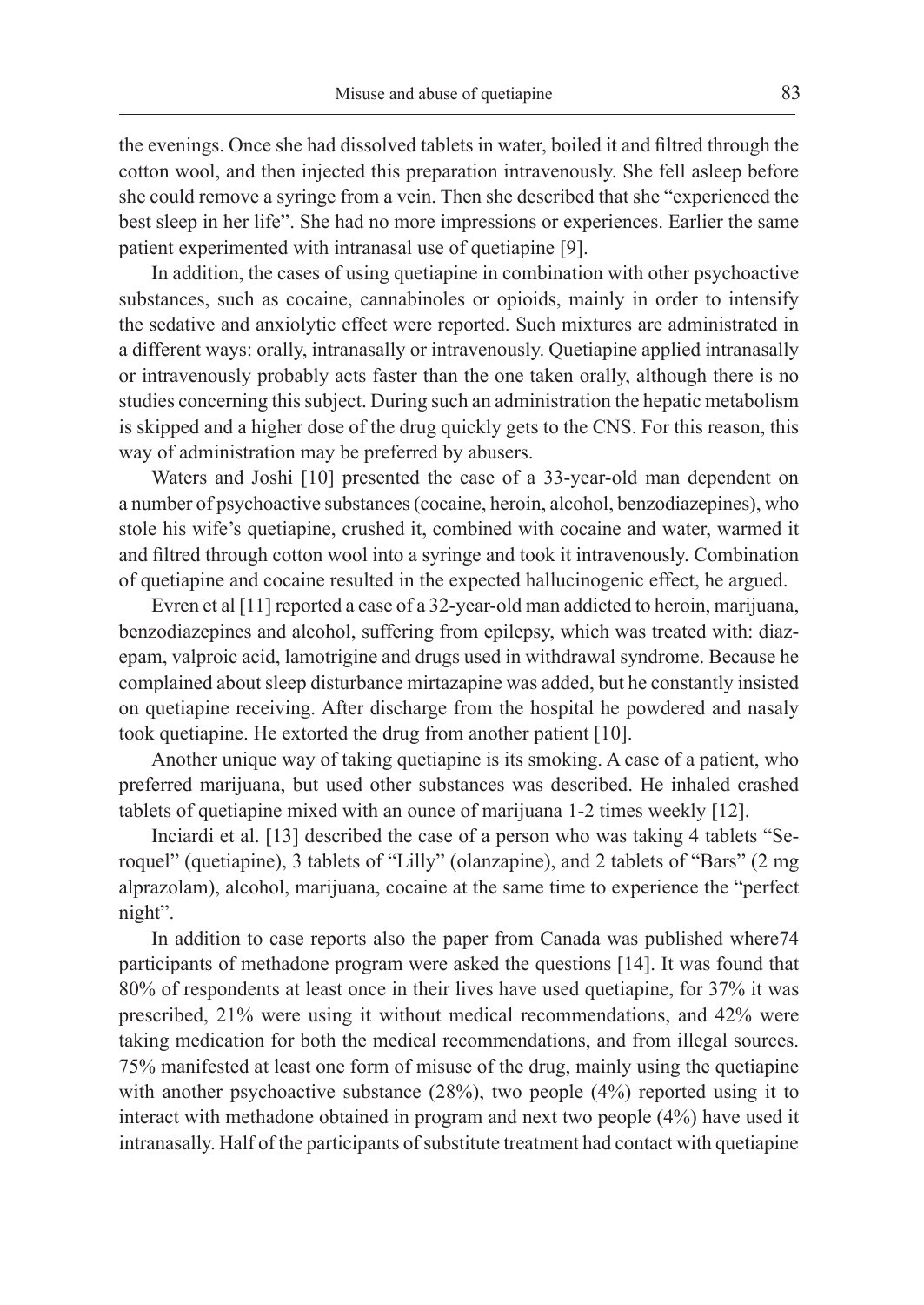the evenings. Once she had dissolved tablets in water, boiled it and filtred through the cotton wool, and then injected this preparation intravenously. She fell asleep before she could remove a syringe from a vein. Then she described that she "experienced the best sleep in her life". She had no more impressions or experiences. Earlier the same patient experimented with intranasal use of quetiapine [9].

In addition, the cases of using quetiapine in combination with other psychoactive substances, such as cocaine, cannabinoles or opioids, mainly in order to intensify the sedative and anxiolytic effect were reported. Such mixtures are administrated in a different ways: orally, intranasally or intravenously. Quetiapine applied intranasally or intravenously probably acts faster than the one taken orally, although there is no studies concerning this subject. During such an administration the hepatic metabolism is skipped and a higher dose of the drug quickly gets to the CNS. For this reason, this way of administration may be preferred by abusers.

Waters and Joshi [10] presented the case of a 33-year-old man dependent on a number of psychoactive substances (cocaine, heroin, alcohol, benzodiazepines), who stole his wife's quetiapine, crushed it, combined with cocaine and water, warmed it and filtred through cotton wool into a syringe and took it intravenously. Combination of quetiapine and cocaine resulted in the expected hallucinogenic effect, he argued.

Evren et al [11] reported a case of a 32-year-old man addicted to heroin, marijuana, benzodiazepines and alcohol, suffering from epilepsy, which was treated with: diazepam, valproic acid, lamotrigine and drugs used in withdrawal syndrome. Because he complained about sleep disturbance mirtazapine was added, but he constantly insisted on quetiapine receiving. After discharge from the hospital he powdered and nasaly took quetiapine. He extorted the drug from another patient [10].

Another unique way of taking quetiapine is its smoking. A case of a patient, who preferred marijuana, but used other substances was described. He inhaled crashed tablets of quetiapine mixed with an ounce of marijuana 1-2 times weekly [12].

Inciardi et al. [13] described the case of a person who was taking 4 tablets "Seroquel" (quetiapine), 3 tablets of "Lilly" (olanzapine), and 2 tablets of "Bars" (2 mg alprazolam), alcohol, marijuana, cocaine at the same time to experience the "perfect night".

In addition to case reports also the paper from Canada was published where74 participants of methadone program were asked the questions [14]. It was found that 80% of respondents at least once in their lives have used quetiapine, for 37% it was prescribed, 21% were using it without medical recommendations, and 42% were taking medication for both the medical recommendations, and from illegal sources. 75% manifested at least one form of misuse of the drug, mainly using the quetiapine with another psychoactive substance (28%), two people (4%) reported using it to interact with methadone obtained in program and next two people (4%) have used it intranasally. Half of the participants of substitute treatment had contact with quetiapine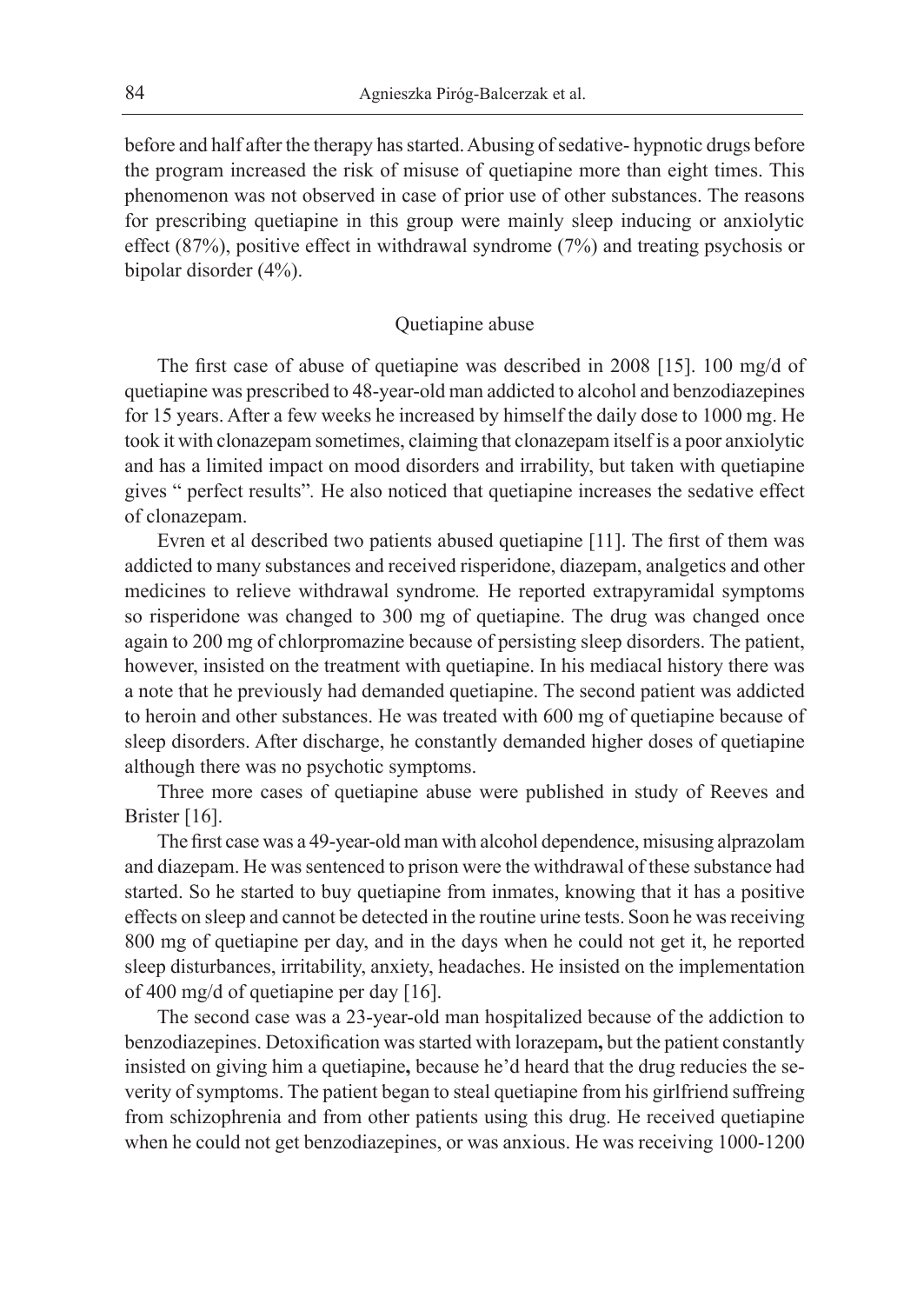before and half after the therapy has started. Abusing of sedative- hypnotic drugs before the program increased the risk of misuse of quetiapine more than eight times. This phenomenon was not observed in case of prior use of other substances. The reasons for prescribing quetiapine in this group were mainly sleep inducing or anxiolytic effect (87%), positive effect in withdrawal syndrome (7%) and treating psychosis or bipolar disorder (4%).

## Quetiapine abuse

The first case of abuse of quetiapine was described in 2008 [15]. 100 mg/d of quetiapine was prescribed to 48-year-old man addicted to alcohol and benzodiazepines for 15 years. After a few weeks he increased by himself the daily dose to 1000 mg. He took it with clonazepam sometimes, claiming that clonazepam itself is a poor anxiolytic and has a limited impact on mood disorders and irrability, but taken with quetiapine gives " perfect results". He also noticed that quetiapine increases the sedative effect of clonazepam.

Evren et al described two patients abused quetiapine [11]. The first of them was addicted to many substances and received risperidone, diazepam, analgetics and other medicines to relieve withdrawal syndrome. He reported extrapyramidal symptoms so risperidone was changed to 300 mg of quetiapine. The drug was changed once again to 200 mg of chlorpromazine because of persisting sleep disorders. The patient, however, insisted on the treatment with quetiapine. In his mediacal history there was a note that he previously had demanded quetiapine. The second patient was addicted to heroin and other substances. He was treated with 600 mg of quetiapine because of sleep disorders. After discharge, he constantly demanded higher doses of quetiapine although there was no psychotic symptoms.

Three more cases of quetiapine abuse were published in study of Reeves and Brister [16].

The first case was a 49-year-old man with alcohol dependence, misusing alprazolam and diazepam. He was sentenced to prison were the withdrawal of these substance had started. So he started to buy quetiapine from inmates, knowing that it has a positive effects on sleep and cannot be detected in the routine urine tests. Soon he was receiving 800 mg of quetiapine per day, and in the days when he could not get it, he reported sleep disturbances, irritability, anxiety, headaches. He insisted on the implementation of 400 mg/d of quetiapine per day [16].

The second case was a 23-year-old man hospitalized because of the addiction to benzodiazepines. Detoxification was started with lorazepam**,** but the patient constantly insisted on giving him a quetiapine**,** because he'd heard that the drug reducies the severity of symptoms. The patient began to steal quetiapine from his girlfriend suffreing from schizophrenia and from other patients using this drug. He received quetiapine when he could not get benzodiazepines, or was anxious. He was receiving 1000-1200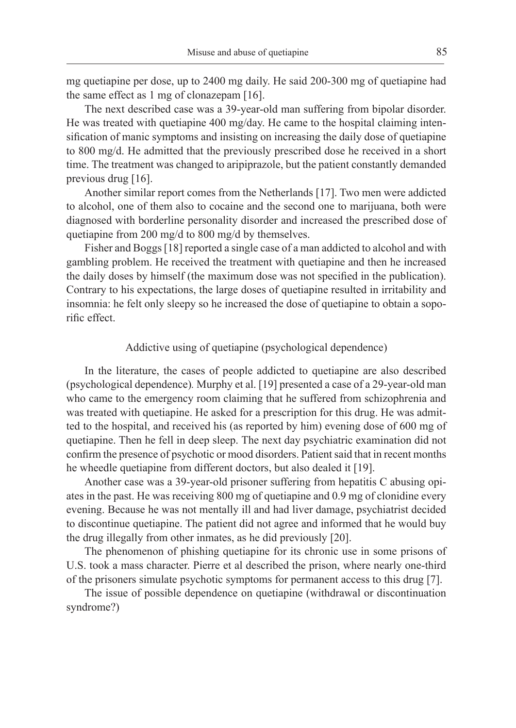mg quetiapine per dose, up to 2400 mg daily. He said 200-300 mg of quetiapine had the same effect as 1 mg of clonazepam [16].

The next described case was a 39-year-old man suffering from bipolar disorder. He was treated with quetiapine 400 mg/day. He came to the hospital claiming intensification of manic symptoms and insisting on increasing the daily dose of quetiapine to 800 mg/d. He admitted that the previously prescribed dose he received in a short time. The treatment was changed to aripiprazole, but the patient constantly demanded previous drug [16].

Another similar report comes from the Netherlands [17]. Two men were addicted to alcohol, one of them also to cocaine and the second one to marijuana, both were diagnosed with borderline personality disorder and increased the prescribed dose of quetiapine from 200 mg/d to 800 mg/d by themselves.

Fisher and Boggs [18] reported a single case of a man addicted to alcohol and with gambling problem. He received the treatment with quetiapine and then he increased the daily doses by himself (the maximum dose was not specified in the publication). Contrary to his expectations, the large doses of quetiapine resulted in irritability and insomnia: he felt only sleepy so he increased the dose of quetiapine to obtain a soporific effect.

## Addictive using of quetiapine (psychological dependence)

In the literature, the cases of people addicted to quetiapine are also described (psychological dependence). Murphy et al. [19] presented a case of a 29-year-old man who came to the emergency room claiming that he suffered from schizophrenia and was treated with quetiapine. He asked for a prescription for this drug. He was admitted to the hospital, and received his (as reported by him) evening dose of 600 mg of quetiapine. Then he fell in deep sleep. The next day psychiatric examination did not confirm the presence of psychotic or mood disorders. Patient said that in recent months he wheedle quetiapine from different doctors, but also dealed it [19].

Another case was a 39-year-old prisoner suffering from hepatitis C abusing opiates in the past. He was receiving 800 mg of quetiapine and 0.9 mg of clonidine every evening. Because he was not mentally ill and had liver damage, psychiatrist decided to discontinue quetiapine. The patient did not agree and informed that he would buy the drug illegally from other inmates, as he did previously [20].

The phenomenon of phishing quetiapine for its chronic use in some prisons of U.S. took a mass character. Pierre et al described the prison, where nearly one-third of the prisoners simulate psychotic symptoms for permanent access to this drug [7].

## The issue of possible dependence on quetiapine (withdrawal or discontinuation syndrome?)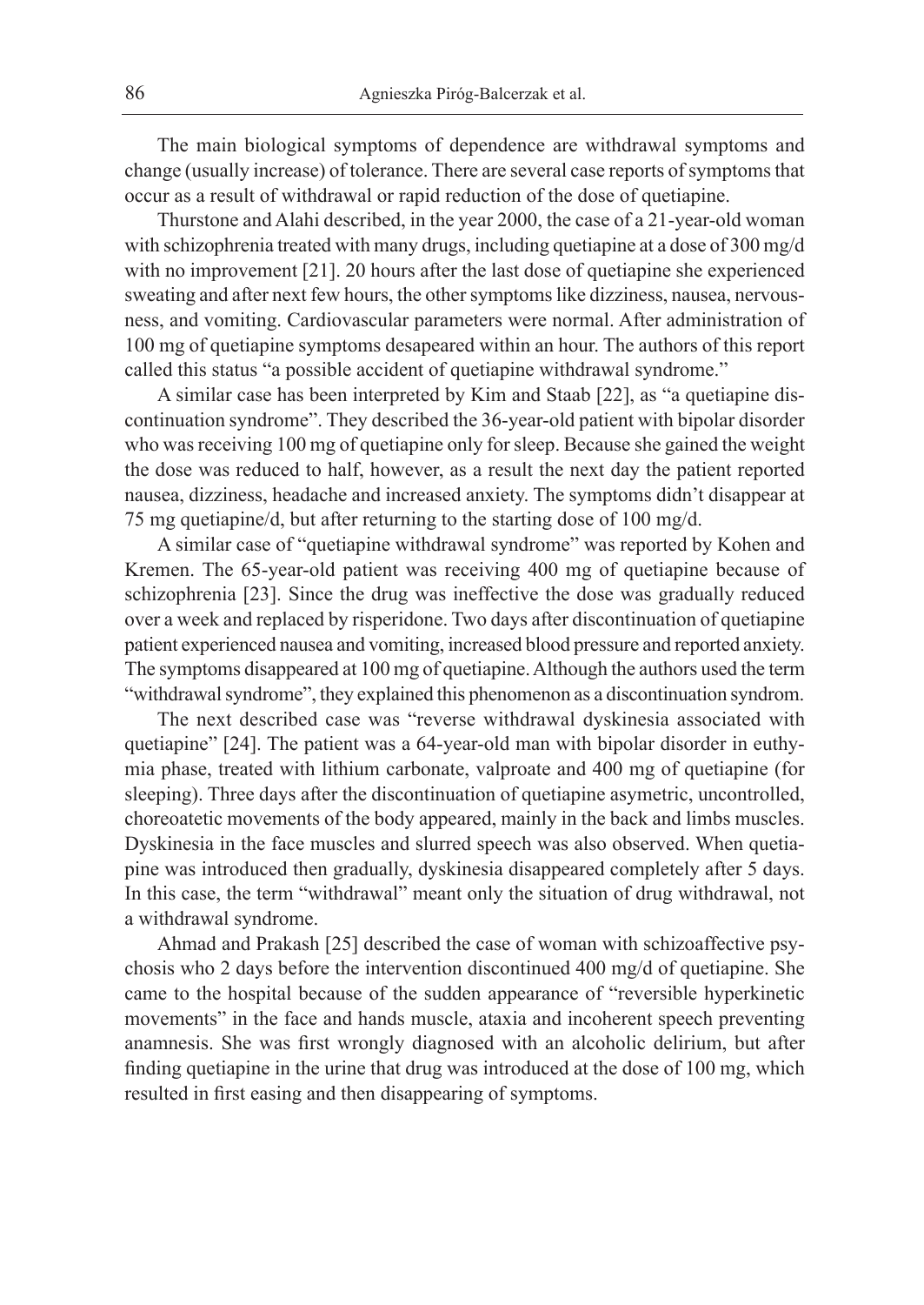The main biological symptoms of dependence are withdrawal symptoms and change (usually increase) of tolerance. There are several case reports of symptoms that occur as a result of withdrawal or rapid reduction of the dose of quetiapine.

Thurstone and Alahi described, in the year 2000, the case of a 21-year-old woman with schizophrenia treated with many drugs, including quetiapine at a dose of 300 mg/d with no improvement [21]. 20 hours after the last dose of quetiapine she experienced sweating and after next few hours, the other symptoms like dizziness, nausea, nervousness, and vomiting. Cardiovascular parameters were normal. After administration of 100 mg of quetiapine symptoms desapeared within an hour. The authors of this report called this status "a possible accident of quetiapine withdrawal syndrome."

A similar case has been interpreted by Kim and Staab [22], as "a quetiapine discontinuation syndrome". They described the 36-year-old patient with bipolar disorder who was receiving 100 mg of quetiapine only for sleep. Because she gained the weight the dose was reduced to half, however, as a result the next day the patient reported nausea, dizziness, headache and increased anxiety. The symptoms didn't disappear at 75 mg quetiapine/d, but after returning to the starting dose of 100 mg/d.

A similar case of "quetiapine withdrawal syndrome" was reported by Kohen and Kremen. The 65-year-old patient was receiving 400 mg of quetiapine because of schizophrenia [23]. Since the drug was ineffective the dose was gradually reduced over a week and replaced by risperidone. Two days after discontinuation of quetiapine patient experienced nausea and vomiting, increased blood pressure and reported anxiety. The symptoms disappeared at 100 mg of quetiapine. Although the authors used the term "withdrawal syndrome", they explained this phenomenon as a discontinuation syndrom.

The next described case was "reverse withdrawal dyskinesia associated with quetiapine" [24]. The patient was a 64-year-old man with bipolar disorder in euthymia phase, treated with lithium carbonate, valproate and 400 mg of quetiapine (for sleeping). Three days after the discontinuation of quetiapine asymetric, uncontrolled, choreoatetic movements of the body appeared, mainly in the back and limbs muscles. Dyskinesia in the face muscles and slurred speech was also observed. When quetiapine was introduced then gradually, dyskinesia disappeared completely after 5 days. In this case, the term "withdrawal" meant only the situation of drug withdrawal, not a withdrawal syndrome.

Ahmad and Prakash [25] described the case of woman with schizoaffective psychosis who 2 days before the intervention discontinued 400 mg/d of quetiapine. She came to the hospital because of the sudden appearance of "reversible hyperkinetic movements" in the face and hands muscle, ataxia and incoherent speech preventing anamnesis. She was first wrongly diagnosed with an alcoholic delirium, but after finding quetiapine in the urine that drug was introduced at the dose of 100 mg, which resulted in first easing and then disappearing of symptoms.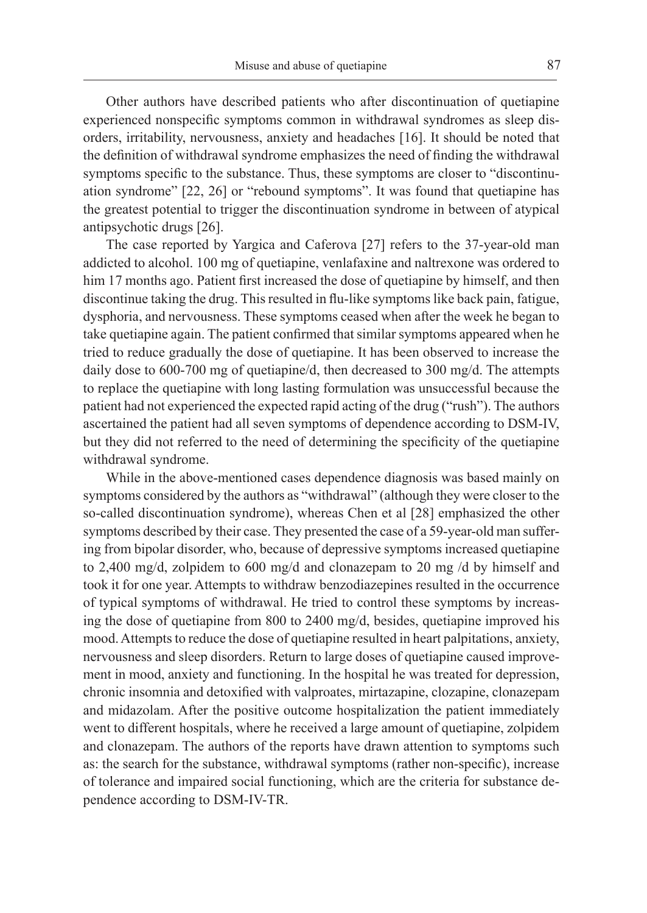Other authors have described patients who after discontinuation of quetiapine experienced nonspecific symptoms common in withdrawal syndromes as sleep disorders, irritability, nervousness, anxiety and headaches [16]. It should be noted that the definition of withdrawal syndrome emphasizes the need of finding the withdrawal symptoms specific to the substance. Thus, these symptoms are closer to "discontinuation syndrome" [22, 26] or "rebound symptoms". It was found that quetiapine has the greatest potential to trigger the discontinuation syndrome in between of atypical antipsychotic drugs [26].

The case reported by Yargica and Caferova [27] refers to the 37-year-old man addicted to alcohol. 100 mg of quetiapine, venlafaxine and naltrexone was ordered to him 17 months ago. Patient first increased the dose of quetiapine by himself, and then discontinue taking the drug. This resulted in flu-like symptoms like back pain, fatigue, dysphoria, and nervousness. These symptoms ceased when after the week he began to take quetiapine again. The patient confirmed that similar symptoms appeared when he tried to reduce gradually the dose of quetiapine. It has been observed to increase the daily dose to 600-700 mg of quetiapine/d, then decreased to 300 mg/d. The attempts to replace the quetiapine with long lasting formulation was unsuccessful because the patient had not experienced the expected rapid acting of the drug ("rush"). The authors ascertained the patient had all seven symptoms of dependence according to DSM-IV, but they did not referred to the need of determining the specificity of the quetiapine withdrawal syndrome.

While in the above-mentioned cases dependence diagnosis was based mainly on symptoms considered by the authors as "withdrawal" (although they were closer to the so-called discontinuation syndrome), whereas Chen et al [28] emphasized the other symptoms described by their case. They presented the case of a 59-year-old man suffering from bipolar disorder, who, because of depressive symptoms increased quetiapine to 2,400 mg/d, zolpidem to 600 mg/d and clonazepam to 20 mg /d by himself and took it for one year. Attempts to withdraw benzodiazepines resulted in the occurrence of typical symptoms of withdrawal. He tried to control these symptoms by increasing the dose of quetiapine from 800 to 2400 mg/d, besides, quetiapine improved his mood. Attempts to reduce the dose of quetiapine resulted in heart palpitations, anxiety, nervousness and sleep disorders. Return to large doses of quetiapine caused improvement in mood, anxiety and functioning. In the hospital he was treated for depression, chronic insomnia and detoxified with valproates, mirtazapine, clozapine, clonazepam and midazolam. After the positive outcome hospitalization the patient immediately went to different hospitals, where he received a large amount of quetiapine, zolpidem and clonazepam. The authors of the reports have drawn attention to symptoms such as: the search for the substance, withdrawal symptoms (rather non-specific), increase of tolerance and impaired social functioning, which are the criteria for substance dependence according to DSM-IV-TR.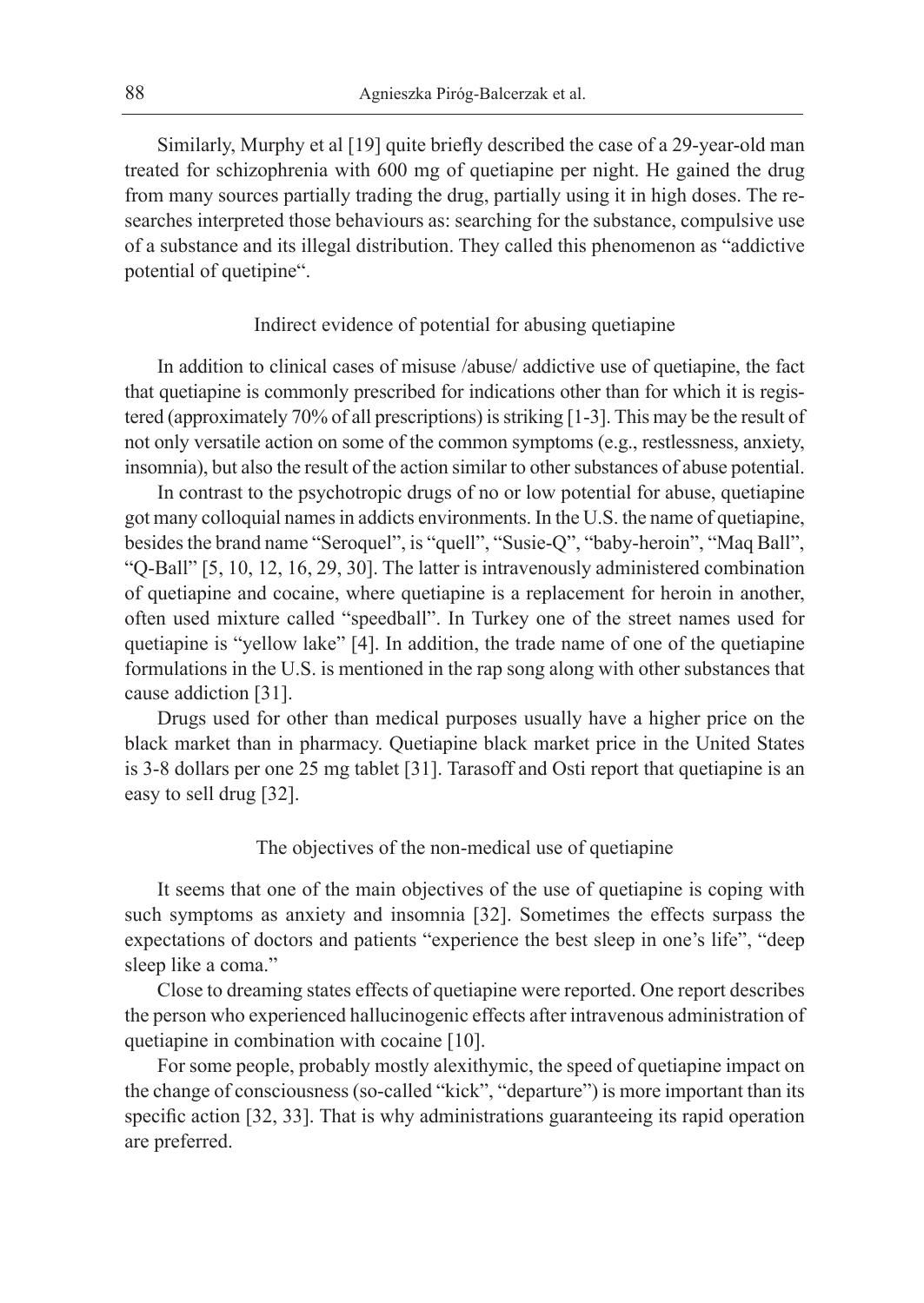Similarly, Murphy et al [19] quite briefly described the case of a 29-year-old man treated for schizophrenia with 600 mg of quetiapine per night. He gained the drug from many sources partially trading the drug, partially using it in high doses. The researches interpreted those behaviours as: searching for the substance, compulsive use of a substance and its illegal distribution. They called this phenomenon as "addictive potential of quetipine".

### Indirect evidence of potential for abusing quetiapine

In addition to clinical cases of misuse /abuse/ addictive use of quetiapine, the fact that quetiapine is commonly prescribed for indications other than for which it is registered (approximately 70% of all prescriptions) is striking [1-3]. This may be the result of not only versatile action on some of the common symptoms (e.g., restlessness, anxiety, insomnia), but also the result of the action similar to other substances of abuse potential.

In contrast to the psychotropic drugs of no or low potential for abuse, quetiapine got many colloquial names in addicts environments. In the U.S. the name of quetiapine, besides the brand name "Seroquel", is "quell", "Susie-Q", "baby-heroin", "Maq Ball", "Q-Ball" [5, 10, 12, 16, 29, 30]. The latter is intravenously administered combination of quetiapine and cocaine, where quetiapine is a replacement for heroin in another, often used mixture called "speedball". In Turkey one of the street names used for quetiapine is "yellow lake" [4]. In addition, the trade name of one of the quetiapine formulations in the U.S. is mentioned in the rap song along with other substances that cause addiction [31].

Drugs used for other than medical purposes usually have a higher price on the black market than in pharmacy. Quetiapine black market price in the United States is 3-8 dollars per one 25 mg tablet [31]. Tarasoff and Osti report that quetiapine is an easy to sell drug [32].

### The objectives of the non-medical use of quetiapine

It seems that one of the main objectives of the use of quetiapine is coping with such symptoms as anxiety and insomnia [32]. Sometimes the effects surpass the expectations of doctors and patients "experience the best sleep in one's life", "deep sleep like a coma."

Close to dreaming states effects of quetiapine were reported. One report describes the person who experienced hallucinogenic effects after intravenous administration of quetiapine in combination with cocaine [10].

For some people, probably mostly alexithymic, the speed of quetiapine impact on the change of consciousness (so-called "kick", "departure") is more important than its specific action [32, 33]. That is why administrations guaranteeing its rapid operation are preferred.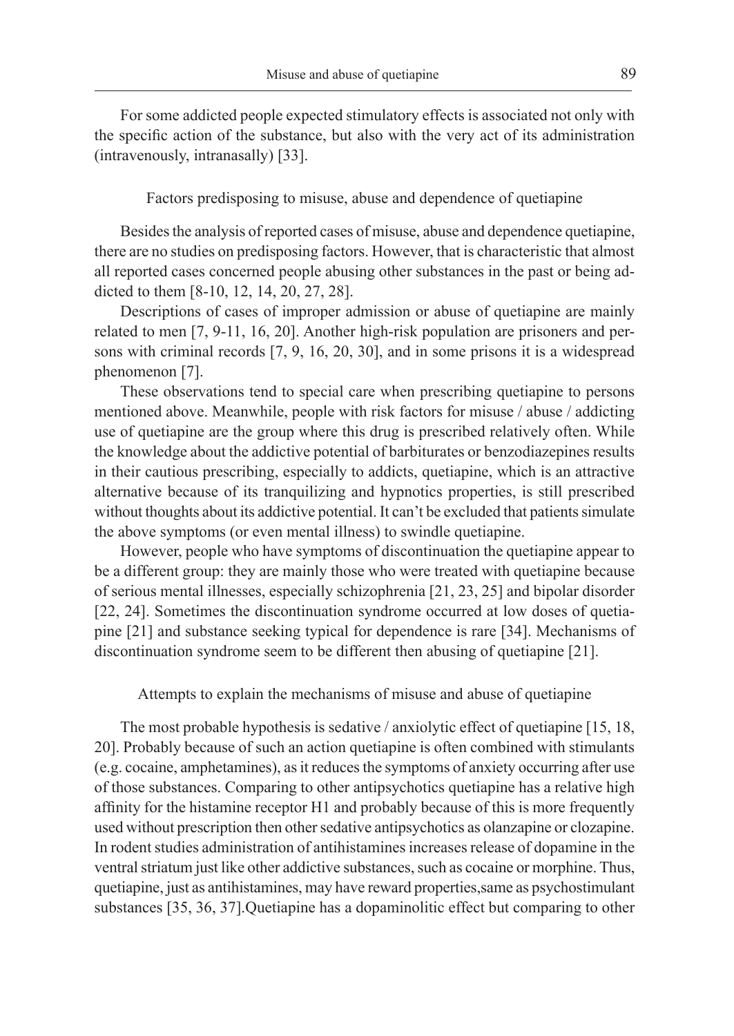For some addicted people expected stimulatory effects is associated not only with the specific action of the substance, but also with the very act of its administration (intravenously, intranasally) [33].

## Factors predisposing to misuse, abuse and dependence of quetiapine

Besides the analysis of reported cases of misuse, abuse and dependence quetiapine, there are no studies on predisposing factors. However, that is characteristic that almost all reported cases concerned people abusing other substances in the past or being addicted to them [8-10, 12, 14, 20, 27, 28].

Descriptions of cases of improper admission or abuse of quetiapine are mainly related to men [7, 9-11, 16, 20]. Another high-risk population are prisoners and persons with criminal records [7, 9, 16, 20, 30], and in some prisons it is a widespread phenomenon [7].

These observations tend to special care when prescribing quetiapine to persons mentioned above. Meanwhile, people with risk factors for misuse / abuse / addicting use of quetiapine are the group where this drug is prescribed relatively often. While the knowledge about the addictive potential of barbiturates or benzodiazepines results in their cautious prescribing, especially to addicts, quetiapine, which is an attractive alternative because of its tranquilizing and hypnotics properties, is still prescribed without thoughts about its addictive potential. It can't be excluded that patients simulate the above symptoms (or even mental illness) to swindle quetiapine.

However, people who have symptoms of discontinuation the quetiapine appear to be a different group: they are mainly those who were treated with quetiapine because of serious mental illnesses, especially schizophrenia [21, 23, 25] and bipolar disorder [22, 24]. Sometimes the discontinuation syndrome occurred at low doses of quetiapine [21] and substance seeking typical for dependence is rare [34]. Mechanisms of discontinuation syndrome seem to be different then abusing of quetiapine [21].

## Attempts to explain the mechanisms of misuse and abuse of quetiapine

The most probable hypothesis is sedative / anxiolytic effect of quetiapine [15, 18, 20]. Probably because of such an action quetiapine is often combined with stimulants (e.g. cocaine, amphetamines), as it reduces the symptoms of anxiety occurring after use of those substances. Comparing to other antipsychotics quetiapine has a relative high affinity for the histamine receptor H1 and probably because of this is more frequently used without prescription then other sedative antipsychotics as olanzapine or clozapine. In rodent studies administration of antihistamines increases release of dopamine in the ventral striatum just like other addictive substances, such as cocaine or morphine. Thus, quetiapine, just as antihistamines, may have reward properties,same as psychostimulant substances [35, 36, 37].Quetiapine has a dopaminolitic effect but comparing to other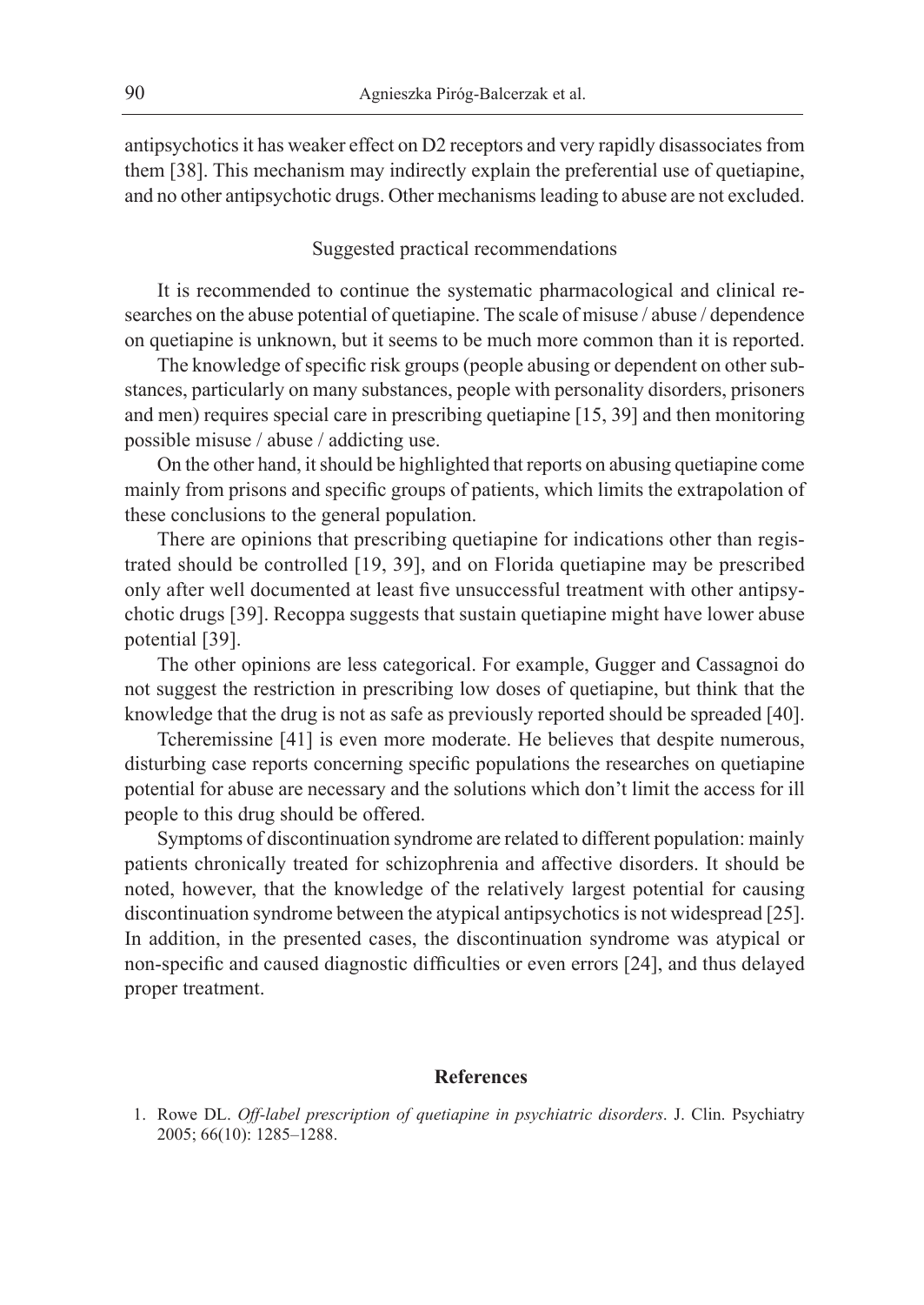antipsychotics it has weaker effect on D2 receptors and very rapidly disassociates from them [38]. This mechanism may indirectly explain the preferential use of quetiapine, and no other antipsychotic drugs. Other mechanisms leading to abuse are not excluded.

## Suggested practical recommendations

It is recommended to continue the systematic pharmacological and clinical researches on the abuse potential of quetiapine. The scale of misuse / abuse / dependence on quetiapine is unknown, but it seems to be much more common than it is reported.

The knowledge of specific risk groups (people abusing or dependent on other substances, particularly on many substances, people with personality disorders, prisoners and men) requires special care in prescribing quetiapine [15, 39] and then monitoring possible misuse / abuse / addicting use.

On the other hand, it should be highlighted that reports on abusing quetiapine come mainly from prisons and specific groups of patients, which limits the extrapolation of these conclusions to the general population.

There are opinions that prescribing quetiapine for indications other than registrated should be controlled [19, 39], and on Florida quetiapine may be prescribed only after well documented at least five unsuccessful treatment with other antipsychotic drugs [39]. Recoppa suggests that sustain quetiapine might have lower abuse potential [39].

The other opinions are less categorical. For example, Gugger and Cassagnoi do not suggest the restriction in prescribing low doses of quetiapine, but think that the knowledge that the drug is not as safe as previously reported should be spreaded [40].

Tcheremissine [41] is even more moderate. He believes that despite numerous, disturbing case reports concerning specific populations the researches on quetiapine potential for abuse are necessary and the solutions which don't limit the access for ill people to this drug should be offered.

Symptoms of discontinuation syndrome are related to different population: mainly patients chronically treated for schizophrenia and affective disorders. It should be noted, however, that the knowledge of the relatively largest potential for causing discontinuation syndrome between the atypical antipsychotics is not widespread [25]. In addition, in the presented cases, the discontinuation syndrome was atypical or non-specific and caused diagnostic difficulties or even errors [24], and thus delayed proper treatment.

## References

1. Rowe DL. *Off-label prescription of quetiapine in psychiatric disorders*. J. Clin. Psychiatry 2005; 66(10): 1285–1288.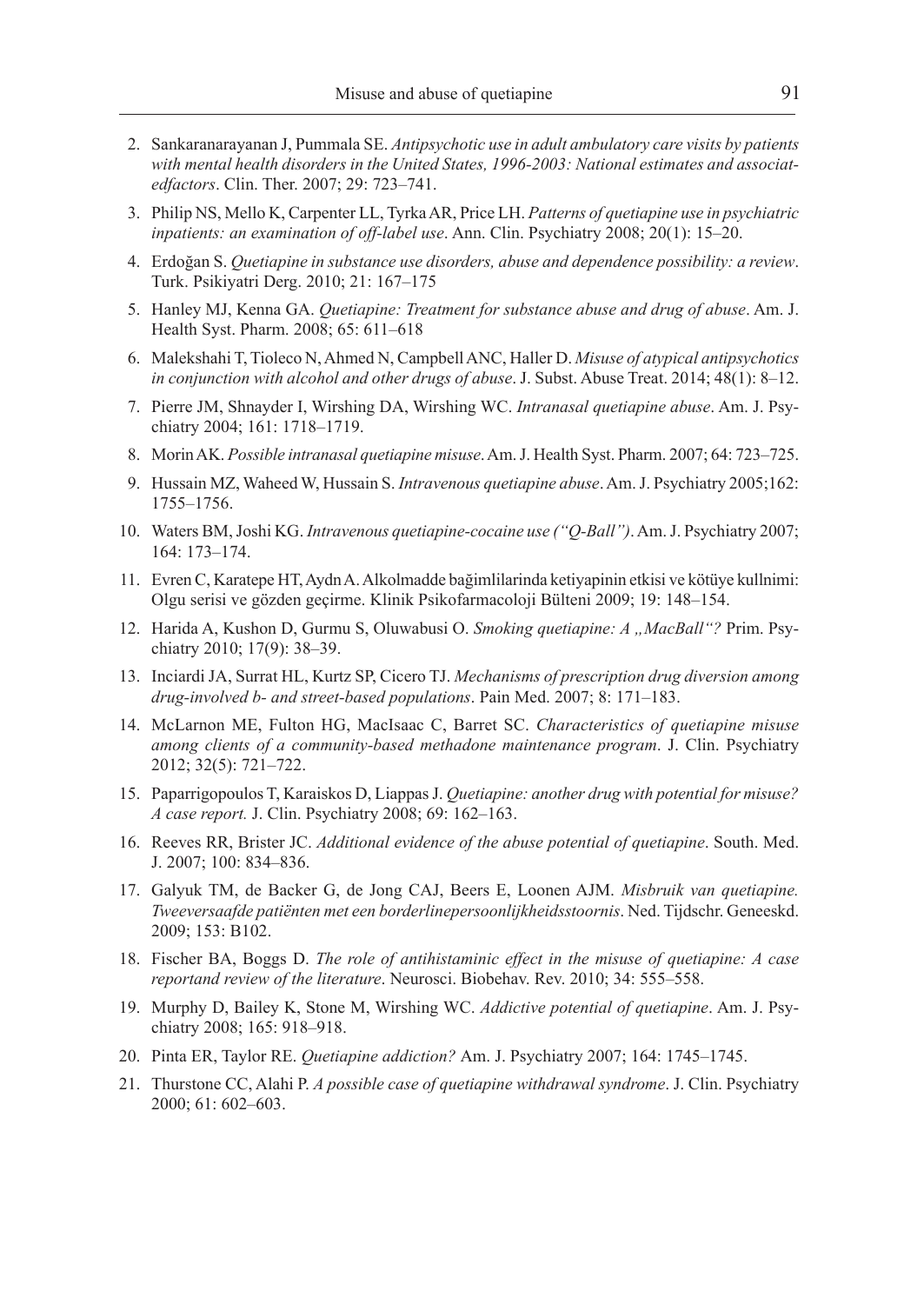2. Sankaranarayanan J, Pummala SE. *Antipsychotic use in adult ambulatory care visits by patients with mental health disorders in the United States, 1996-2003: National estimates and associatedfactors*. Clin. Ther. 2007; 29: 723–741.
3. Philip NS, Mello K, Carpenter LL, Tyrka AR, Price LH. *Patterns of quetiapine use in psychiatric inpatients: an examination of off-label use*. Ann. Clin. Psychiatry 2008; 20(1): 15–20.
4. Erdoğan S. *Quetiapine in substance use disorders, abuse and dependence possibility: a review*. Turk. Psikiyatri Derg. 2010; 21: 167–175
5. Hanley MJ, Kenna GA. *Quetiapine: Treatment for substance abuse and drug of abuse*. Am. J. Health Syst. Pharm. 2008; 65: 611–618
6. Malekshahi T, Tioleco N, Ahmed N, Campbell ANC, Haller D. *Misuse of atypical antipsychotics in conjunction with alcohol and other drugs of abuse*. J. Subst. Abuse Treat. 2014; 48(1): 8–12.
7. Pierre JM, Shnayder I, Wirshing DA, Wirshing WC. *Intranasal quetiapine abuse*. Am. J. Psychiatry 2004; 161: 1718–1719.
8. Morin AK. *Possible intranasal quetiapine misuse*. Am. J. Health Syst. Pharm. 2007; 64: 723–725.
9. Hussain MZ, Waheed W, Hussain S. *Intravenous quetiapine abuse*. Am. J. Psychiatry 2005;162: 1755–1756.
10. Waters BM, Joshi KG. *Intravenous quetiapine-cocaine use ("Q-Ball")*. Am. J. Psychiatry 2007; 164: 173–174.
11. Evren C, Karatepe HT, Aydn A. Alkolmadde bağimlilarinda ketiyapinin etkisi ve kötüye kullnimi: Olgu serisi ve gözden geçirme. Klinik Psikofarmacoloji Bülteni 2009; 19: 148–154.
12. Harida A, Kushon D, Gurmu S, Oluwabusi O. *Smoking quetiapine: A „MacBall"?* Prim. Psychiatry 2010; 17(9): 38–39.
13. Inciardi JA, Surrat HL, Kurtz SP, Cicero TJ. *Mechanisms of prescription drug diversion among drug-involved b- and street-based populations*. Pain Med. 2007; 8: 171–183.
14. McLarnon ME, Fulton HG, MacIsaac C, Barret SC. *Characteristics of quetiapine misuse among clients of a community-based methadone maintenance program*. J. Clin. Psychiatry 2012; 32(5): 721–722.
15. Paparrigopoulos T, Karaiskos D, Liappas J. *Quetiapine: another drug with potential for misuse? A case report.* J. Clin. Psychiatry 2008; 69: 162–163.
16. Reeves RR, Brister JC. *Additional evidence of the abuse potential of quetiapine*. South. Med. J. 2007; 100: 834–836.
17. Galyuk TM, de Backer G, de Jong CAJ, Beers E, Loonen AJM. *Misbruik van quetiapine. Tweeversaafde patiënten met een borderlinepersoonlijkheidsstoornis*. Ned. Tijdschr. Geneeskd. 2009; 153: B102.
18. Fischer BA, Boggs D. *The role of antihistaminic effect in the misuse of quetiapine: A case reportand review of the literature*. Neurosci. Biobehav. Rev. 2010; 34: 555–558.
19. Murphy D, Bailey K, Stone M, Wirshing WC. *Addictive potential of quetiapine*. Am. J. Psychiatry 2008; 165: 918–918.
20. Pinta ER, Taylor RE. *Quetiapine addiction?* Am. J. Psychiatry 2007; 164: 1745–1745.
21. Thurstone CC, Alahi P. *A possible case of quetiapine withdrawal syndrome*. J. Clin. Psychiatry 2000; 61: 602–603.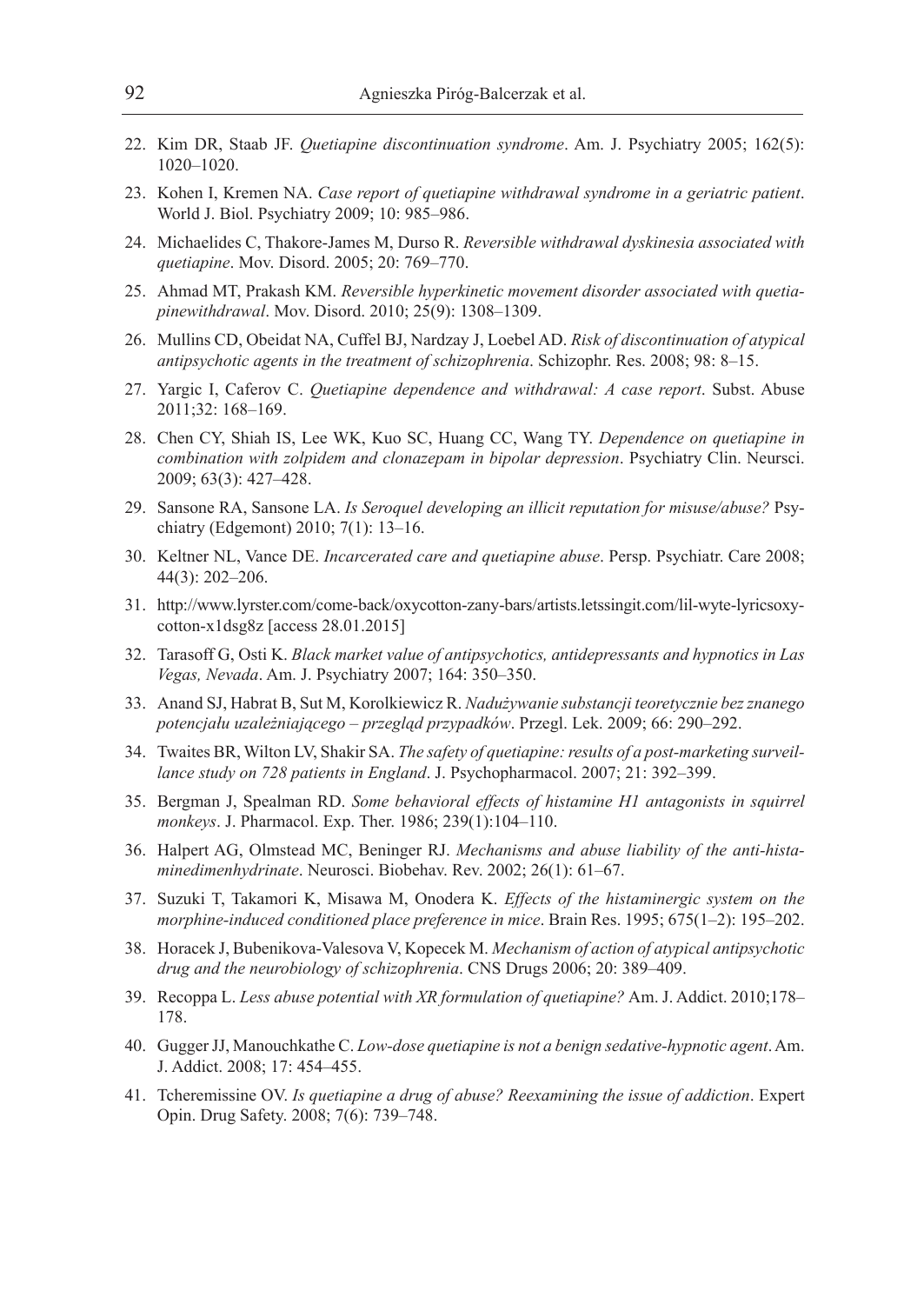22. Kim DR, Staab JF. *Quetiapine discontinuation syndrome*. Am. J. Psychiatry 2005; 162(5): 1020–1020.
23. Kohen I, Kremen NA. *Case report of quetiapine withdrawal syndrome in a geriatric patient*. World J. Biol. Psychiatry 2009; 10: 985–986.
24. Michaelides C, Thakore-James M, Durso R. *Reversible withdrawal dyskinesia associated with quetiapine*. Mov. Disord. 2005; 20: 769–770.
25. Ahmad MT, Prakash KM. *Reversible hyperkinetic movement disorder associated with quetiapinewithdrawal*. Mov. Disord. 2010; 25(9): 1308–1309.
26. Mullins CD, Obeidat NA, Cuffel BJ, Nardzay J, Loebel AD. *Risk of discontinuation of atypical antipsychotic agents in the treatment of schizophrenia*. Schizophr. Res. 2008; 98: 8–15.
27. Yargic I, Caferov C. *Quetiapine dependence and withdrawal: A case report*. Subst. Abuse 2011;32: 168–169.
28. Chen CY, Shiah IS, Lee WK, Kuo SC, Huang CC, Wang TY. *Dependence on quetiapine in combination with zolpidem and clonazepam in bipolar depression*. Psychiatry Clin. Neursci. 2009; 63(3): 427–428.
29. Sansone RA, Sansone LA. *Is Seroquel developing an illicit reputation for misuse/abuse?* Psychiatry (Edgemont) 2010; 7(1): 13–16.
30. Keltner NL, Vance DE. *Incarcerated care and quetiapine abuse*. Persp. Psychiatr. Care 2008; 44(3): 202–206.
31. http://www.lyrster.com/come-back/oxycotton-zany-bars/artists.letssingit.com/lil-wyte-lyricsoxycotton-x1dsg8z [access 28.01.2015]
32. Tarasoff G, Osti K. *Black market value of antipsychotics, antidepressants and hypnotics in Las Vegas, Nevada*. Am. J. Psychiatry 2007; 164: 350–350.
33. Anand SJ, Habrat B, Sut M, Korolkiewicz R. *Nadużywanie substancji teoretycznie bez znanego potencjału uzależniającego – przegląd przypadków*. Przegl. Lek. 2009; 66: 290–292.
34. Twaites BR, Wilton LV, Shakir SA. *The safety of quetiapine: results of a post-marketing surveillance study on 728 patients in England*. J. Psychopharmacol. 2007; 21: 392–399.
35. Bergman J, Spealman RD. *Some behavioral effects of histamine H1 antagonists in squirrel monkeys*. J. Pharmacol. Exp. Ther. 1986; 239(1):104–110.
36. Halpert AG, Olmstead MC, Beninger RJ. *Mechanisms and abuse liability of the anti-histaminedimenhydrinate*. Neurosci. Biobehav. Rev. 2002; 26(1): 61–67.
37. Suzuki T, Takamori K, Misawa M, Onodera K. *Effects of the histaminergic system on the morphine-induced conditioned place preference in mice*. Brain Res. 1995; 675(1–2): 195–202.
38. Horacek J, Bubenikova-Valesova V, Kopecek M. *Mechanism of action of atypical antipsychotic drug and the neurobiology of schizophrenia*. CNS Drugs 2006; 20: 389–409.
39. Recoppa L. *Less abuse potential with XR formulation of quetiapine?* Am. J. Addict. 2010;178–178.
40. Gugger JJ, Manouchkathe C. *Low-dose quetiapine is not a benign sedative-hypnotic agent*. Am. J. Addict. 2008; 17: 454–455.
41. Tcheremissine OV. *Is quetiapine a drug of abuse? Reexamining the issue of addiction*. Expert Opin. Drug Safety. 2008; 7(6): 739–748.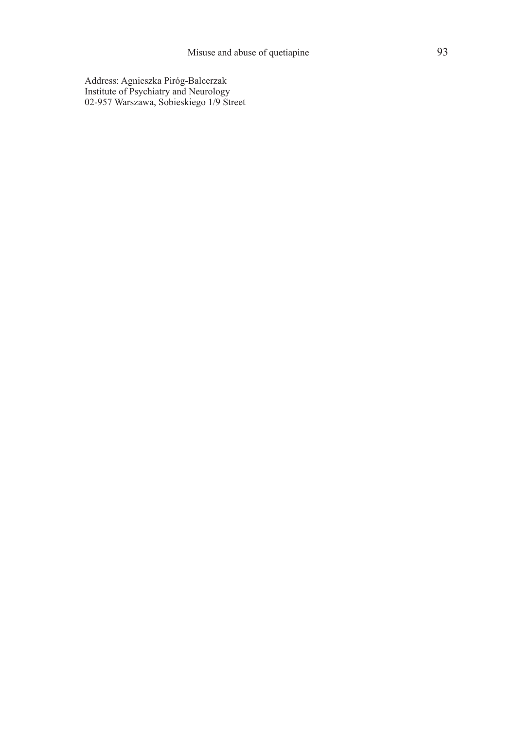Address: Agnieszka Piróg-Balcerzak
Institute of Psychiatry and Neurology
02-957 Warszawa, Sobieskiego 1/9 Street